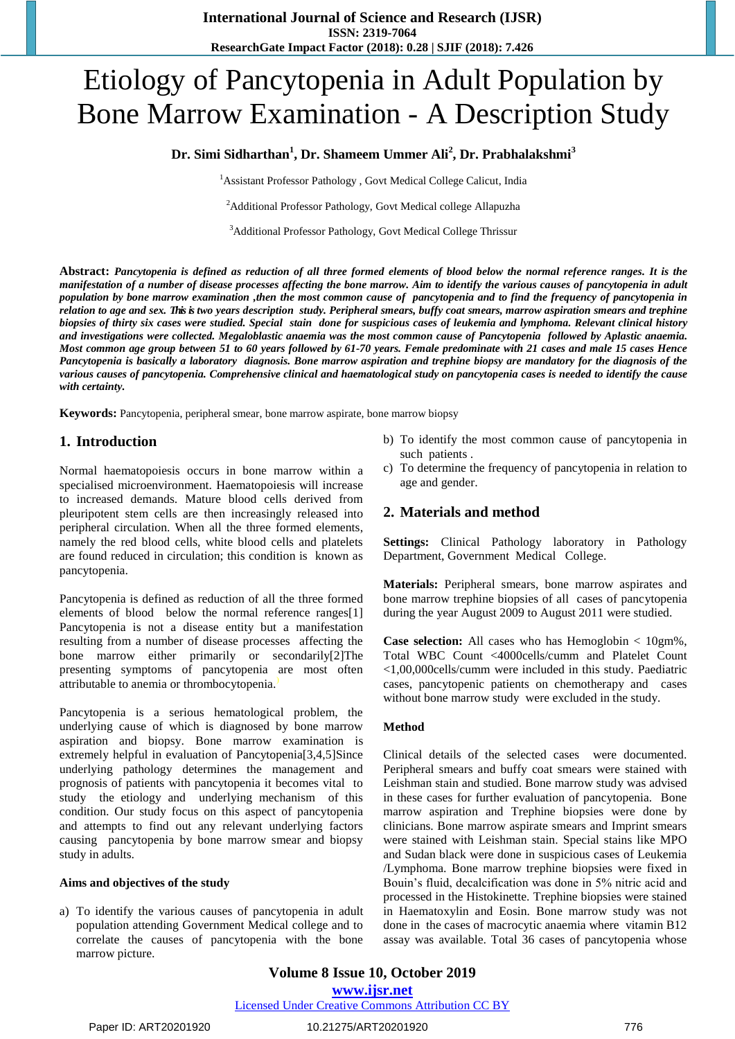# Etiology of Pancytopenia in Adult Population by Bone Marrow Examination - A Description Study

**Dr. Simi Sidharthan[1], Dr. Shameem Ummer Ali[2], Dr. Prabhalakshmi[3]**

[1]Assistant Professor Pathology , Govt Medical College Calicut, India

[2]Additional Professor Pathology, Govt Medical college Allapuzha

[3]Additional Professor Pathology, Govt Medical College Thrissur

**Abstract:** ***Pancytopenia is defined as reduction of all three formed elements of blood below the normal reference ranges. It is the manifestation of a number of disease processes affecting the bone marrow. Aim to identify the various causes of pancytopenia in adult population by bone marrow examination ,then the most common cause of pancytopenia and to find the frequency of pancytopenia in relation to age and sex. This is two years description study. Peripheral smears, buffy coat smears, marrow aspiration smears and trephine biopsies of thirty six cases were studied. Special stain done for suspicious cases of leukemia and lymphoma. Relevant clinical history and investigations were collected. Megaloblastic anaemia was the most common cause of Pancytopenia followed by Aplastic anaemia. Most common age group between 51 to 60 years followed by 61-70 years. Female predominate with 21 cases and male 15 cases Hence Pancytopenia is basically a laboratory diagnosis. Bone marrow aspiration and trephine biopsy are mandatory for the diagnosis of the various causes of pancytopenia. Comprehensive clinical and haematological study on pancytopenia cases is needed to identify the cause with certainty.***

**Keywords:** Pancytopenia, peripheral smear, bone marrow aspirate, bone marrow biopsy

## 1. Introduction

Normal haematopoiesis occurs in bone marrow within a specialised microenvironment. Haematopoiesis will increase to increased demands. Mature blood cells derived from pleuripotent stem cells are then increasingly released into peripheral circulation. When all the three formed elements, namely the red blood cells, white blood cells and platelets are found reduced in circulation; this condition is known as pancytopenia.

Pancytopenia is defined as reduction of all the three formed elements of blood below the normal reference ranges[1] Pancytopenia is not a disease entity but a manifestation resulting from a number of disease processes affecting the bone marrow either primarily or secondarily[2]The presenting symptoms of pancytopenia are most often attributable to anemia or thrombocytopenia.

Pancytopenia is a serious hematological problem, the underlying cause of which is diagnosed by bone marrow aspiration and biopsy. Bone marrow examination is extremely helpful in evaluation of Pancytopenia[3,4,5]Since underlying pathology determines the management and prognosis of patients with pancytopenia it becomes vital to study the etiology and underlying mechanism of this condition. Our study focus on this aspect of pancytopenia and attempts to find out any relevant underlying factors causing pancytopenia by bone marrow smear and biopsy study in adults.

### Aims and objectives of the study

a) To identify the various causes of pancytopenia in adult population attending Government Medical college and to correlate the causes of pancytopenia with the bone marrow picture.
b) To identify the most common cause of pancytopenia in such patients .
c) To determine the frequency of pancytopenia in relation to age and gender.

## 2. Materials and method

**Settings:** Clinical Pathology laboratory in Pathology Department, Government Medical College.

**Materials:** Peripheral smears, bone marrow aspirates and bone marrow trephine biopsies of all cases of pancytopenia during the year August 2009 to August 2011 were studied.

**Case selection:** All cases who has Hemoglobin < 10gm%, Total WBC Count <4000cells/cumm and Platelet Count <1,00,000cells/cumm were included in this study. Paediatric cases, pancytopenic patients on chemotherapy and cases without bone marrow study were excluded in the study.

### Method

Clinical details of the selected cases were documented. Peripheral smears and buffy coat smears were stained with Leishman stain and studied. Bone marrow study was advised in these cases for further evaluation of pancytopenia. Bone marrow aspiration and Trephine biopsies were done by clinicians. Bone marrow aspirate smears and Imprint smears were stained with Leishman stain. Special stains like MPO and Sudan black were done in suspicious cases of Leukemia /Lymphoma. Bone marrow trephine biopsies were fixed in Bouin's fluid, decalcification was done in 5% nitric acid and processed in the Histokinette. Trephine biopsies were stained in Haematoxylin and Eosin. Bone marrow study was not done in the cases of macrocytic anaemia where vitamin B12 assay was available. Total 36 cases of pancytopenia whose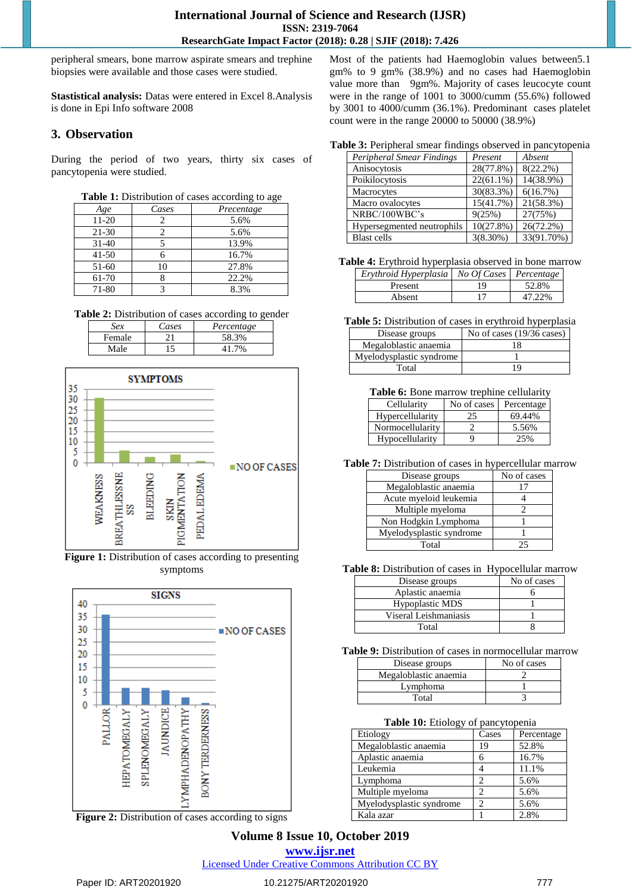peripheral smears, bone marrow aspirate smears and trephine biopsies were available and those cases were studied.

**Stastistical analysis:** Datas were entered in Excel 8.Analysis is done in Epi Info software 2008

## 3. Observation

During the period of two years, thirty six cases of pancytopenia were studied.

**Table 1:** Distribution of cases according to age

| *Age* | *Cases* | *Precentage* |
|---|---|---|
| 11-20 | 2 | 5.6% |
| 21-30 | 2 | 5.6% |
| 31-40 | 5 | 13.9% |
| 41-50 | 6 | 16.7% |
| 51-60 | 10 | 27.8% |
| 61-70 | 8 | 22.2% |
| 71-80 | 3 | 8.3% |

**Table 2:** Distribution of cases according to gender

| *Sex* | *Cases* | *Percentage* |
|---|---|---|
| Female | 21 | 58.3% |
| Male | 15 | 41.7% |

**Figure 1:** Distribution of cases according to presenting symptoms

**Figure 2:** Distribution of cases according to signs

Most of the patients had Haemoglobin values between5.1 gm% to 9 gm% (38.9%) and no cases had Haemoglobin value more than 9gm%. Majority of cases leucocyte count were in the range of 1001 to 3000/cumm (55.6%) followed by 3001 to 4000/cumm (36.1%). Predominant cases platelet count were in the range 20000 to 50000 (38.9%)

**Table 3:** Peripheral smear findings observed in pancytopenia

| *Peripheral Smear Findings* | *Present* | *Absent* |
|---|---|---|
| Anisocytosis | 28(77.8%) | 8(22.2%) |
| Poikilocytosis | 22(61.1%) | 14(38.9%) |
| Macrocytes | 30(83.3%) | 6(16.7%) |
| Macro ovalocytes | 15(41.7%) | 21(58.3%) |
| NRBC/100WBC's | 9(25%) | 27(75%) |
| Hypersegmented neutrophils | 10(27.8%) | 26(72.2%) |
| Blast cells | 3(8.30%) | 33(91.70%) |

**Table 4:** Erythroid hyperplasia observed in bone marrow

| *Erythroid Hyperplasia* | *No Of Cases* | *Percentage* |
|---|---|---|
| Present | 19 | 52.8% |
| Absent | 17 | 47.22% |

**Table 5:** Distribution of cases in erythroid hyperplasia

| Disease groups | No of cases (19/36 cases) |
|---|---|
| Megaloblastic anaemia | 18 |
| Myelodysplastic syndrome | 1 |
| Total | 19 |

**Table 6:** Bone marrow trephine cellularity

| Cellularity | No of cases | Percentage |
|---|---|---|
| Hypercellularity | 25 | 69.44% |
| Normocellularity | 2 | 5.56% |
| Hypocellularity | 9 | 25% |

**Table 7:** Distribution of cases in hypercellular marrow

| Disease groups | No of cases |
|---|---|
| Megaloblastic anaemia | 17 |
| Acute myeloid leukemia | 4 |
| Multiple myeloma | 2 |
| Non Hodgkin Lymphoma | 1 |
| Myelodysplastic syndrome | 1 |
| Total | 25 |

**Table 8:** Distribution of cases in Hypocellular marrow

| Disease groups | No of cases |
|---|---|
| Aplastic anaemia | 6 |
| Hypoplastic MDS | 1 |
| Viseral Leishmaniasis | 1 |
| Total | 8 |

**Table 9:** Distribution of cases in normocellular marrow

| Disease groups | No of cases |
|---|---|
| Megaloblastic anaemia | 2 |
| Lymphoma | 1 |
| Total | 3 |

**Table 10:** Etiology of pancytopenia

| Etiology | Cases | Percentage |
|---|---|---|
| Megaloblastic anaemia | 19 | 52.8% |
| Aplastic anaemia | 6 | 16.7% |
| Leukemia | 4 | 11.1% |
| Lymphoma | 2 | 5.6% |
| Multiple myeloma | 2 | 5.6% |
| Myelodysplastic syndrome | 2 | 5.6% |
| Kala azar | 1 | 2.8% |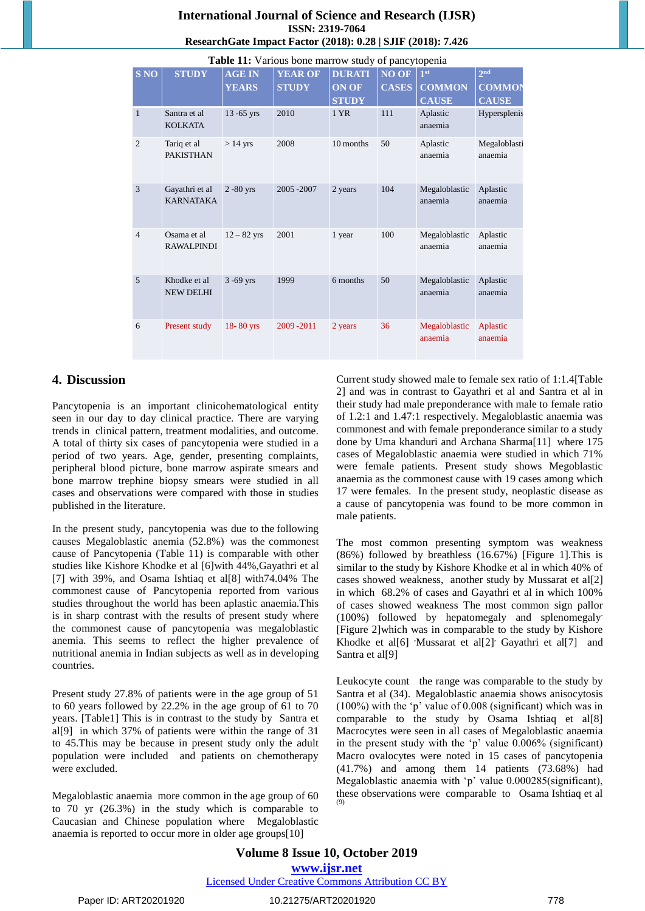**Table 11:** Various bone marrow study of pancytopenia

| S NO | STUDY | AGE IN YEARS | YEAR OF STUDY | DURATION OF STUDY | NO OF CASES | 1st COMMON CAUSE | 2nd COMMON CAUSE |
|---|---|---|---|---|---|---|---|
| 1 | Santra et al KOLKATA | 13 -65 yrs | 2010 | 1 YR | 111 | Aplastic anaemia | Hypersplenis |
| 2 | Tariq et al PAKISTHAN | > 14 yrs | 2008 | 10 months | 50 | Aplastic anaemia | Megaloblasti anaemia |
| 3 | Gayathri et al KARNATAKA | 2 -80 yrs | 2005 -2007 | 2 years | 104 | Megaloblastic anaemia | Aplastic anaemia |
| 4 | Osama et al RAWALPINDI | 12 – 82 yrs | 2001 | 1 year | 100 | Megaloblastic anaemia | Aplastic anaemia |
| 5 | Khodke et al NEW DELHI | 3 -69 yrs | 1999 | 6 months | 50 | Megaloblastic anaemia | Aplastic anaemia |
| 6 | Present study | 18- 80 yrs | 2009 -2011 | 2 years | 36 | Megaloblastic anaemia | Aplastic anaemia |

## 4. Discussion

Pancytopenia is an important clinicohematological entity seen in our day to day clinical practice. There are varying trends in clinical pattern, treatment modalities, and outcome. A total of thirty six cases of pancytopenia were studied in a period of two years. Age, gender, presenting complaints, peripheral blood picture, bone marrow aspirate smears and bone marrow trephine biopsy smears were studied in all cases and observations were compared with those in studies published in the literature.

In the present study, pancytopenia was due to the following causes Megaloblastic anemia (52.8%) was the commonest cause of Pancytopenia (Table 11) is comparable with other studies like Kishore Khodke et al [6]with 44%,Gayathri et al [7] with 39%, and Osama Ishtiaq et al[8] with74.04% The commonest cause of Pancytopenia reported from various studies throughout the world has been aplastic anaemia.This is in sharp contrast with the results of present study where the commonest cause of pancytopenia was megaloblastic anemia. This seems to reflect the higher prevalence of nutritional anemia in Indian subjects as well as in developing countries.

Present study 27.8% of patients were in the age group of 51 to 60 years followed by 22.2% in the age group of 61 to 70 years. [Table1] This is in contrast to the study by Santra et al[9] in which 37% of patients were within the range of 31 to 45.This may be because in present study only the adult population were included and patients on chemotherapy were excluded.

Megaloblastic anaemia more common in the age group of 60 to 70 yr (26.3%) in the study which is comparable to Caucasian and Chinese population where Megaloblastic anaemia is reported to occur more in older age groups[10]

Current study showed male to female sex ratio of 1:1.4[Table 2] and was in contrast to Gayathri et al and Santra et al in their study had male preponderance with male to female ratio of 1.2:1 and 1.47:1 respectively. Megaloblastic anaemia was commonest and with female preponderance similar to a study done by Uma khanduri and Archana Sharma[11] where 175 cases of Megaloblastic anaemia were studied in which 71% were female patients. Present study shows Megoblastic anaemia as the commonest cause with 19 cases among which 17 were females. In the present study, neoplastic disease as a cause of pancytopenia was found to be more common in male patients.

The most common presenting symptom was weakness (86%) followed by breathless (16.67%) [Figure 1].This is similar to the study by Kishore Khodke et al in which 40% of cases showed weakness, another study by Mussarat et al[2] in which 68.2% of cases and Gayathri et al in which 100% of cases showed weakness The most common sign pallor (100%) followed by hepatomegaly and splenomegaly [Figure 2]which was in comparable to the study by Kishore Khodke et al[6] 'Mussarat et al[2]' Gayathri et al[7] and Santra et al[9]

Leukocyte count the range was comparable to the study by Santra et al (34). Megaloblastic anaemia shows anisocytosis (100%) with the 'p' value of 0.008 (significant) which was in comparable to the study by Osama Ishtiaq et al[8] Macrocytes were seen in all cases of Megaloblastic anaemia in the present study with the 'p' value 0.006% (significant) Macro ovalocytes were noted in 15 cases of pancytopenia (41.7%) followed and among them 14 patients (73.68%) had Megaloblastic anaemia with 'p' value 0.000285(significant), these observations were comparable to Osama Ishtiaq et al [9]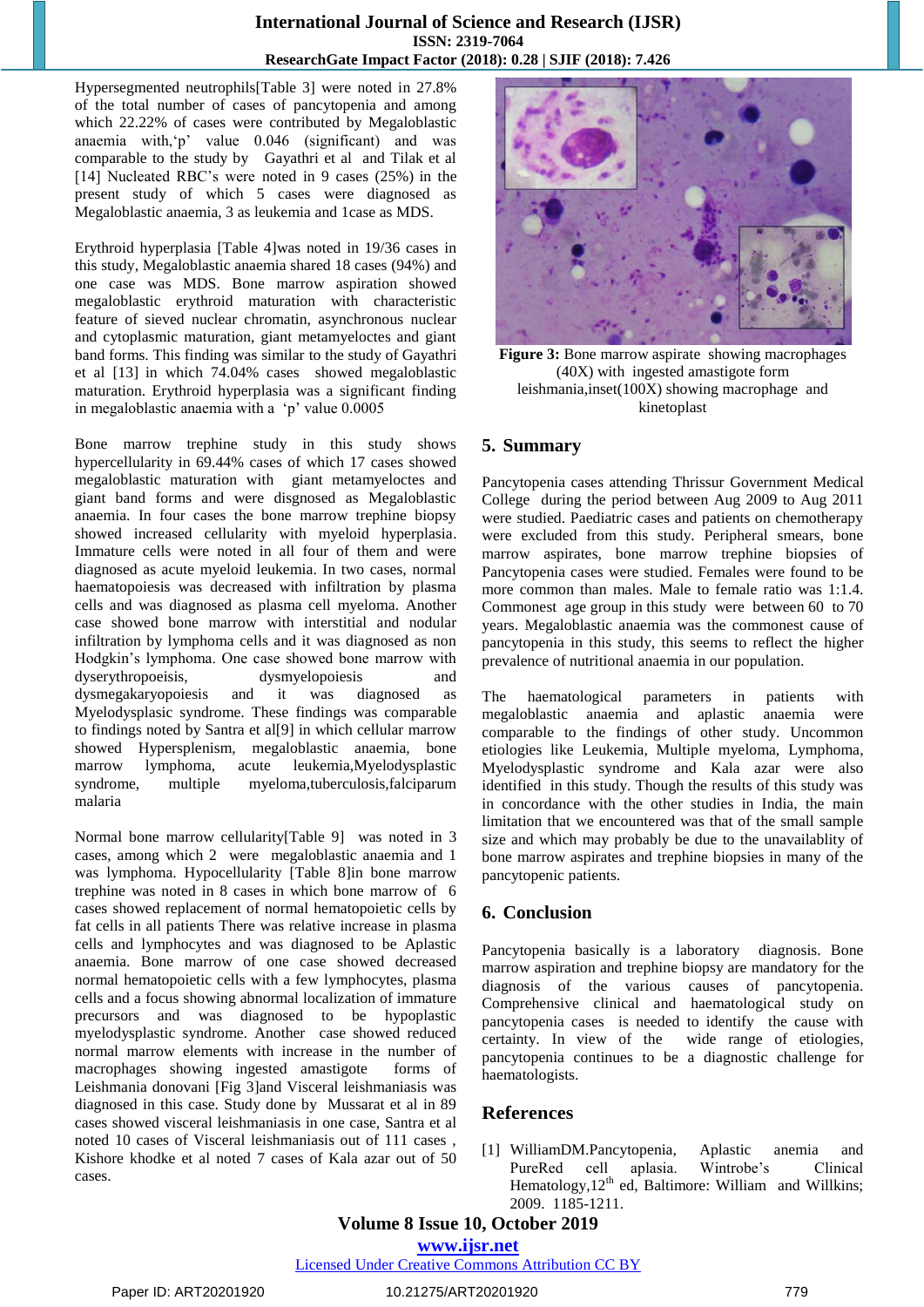Hypersegmented neutrophils[Table 3] were noted in 27.8% of the total number of cases of pancytopenia and among which 22.22% of cases were contributed by Megaloblastic anaemia with,'p' value 0.046 (significant) and was comparable to the study by Gayathri et al and Tilak et al [14] Nucleated RBC's were noted in 9 cases (25%) in the present study of which 5 cases were diagnosed as Megaloblastic anaemia, 3 as leukemia and 1case as MDS.

Erythroid hyperplasia [Table 4]was noted in 19/36 cases in this study, Megaloblastic anaemia shared 18 cases (94%) and one case was MDS. Bone marrow aspiration showed megaloblastic erythroid maturation with characteristic feature of sieved nuclear chromatin, asynchronous nuclear and cytoplasmic maturation, giant metamyeloctes and giant band forms. This finding was similar to the study of Gayathri et al [13] in which 74.04% cases showed megaloblastic maturation. Erythroid hyperplasia was a significant finding in megaloblastic anaemia with a 'p' value 0.0005

Bone marrow trephine study in this study shows hypercellularity in 69.44% cases of which 17 cases showed megaloblastic maturation with giant metamyeloctes and giant band forms and were disgnosed as Megaloblastic anaemia. In four cases the bone marrow trephine biopsy showed increased cellularity with myeloid hyperplasia. Immature cells were noted in all four of them and were diagnosed as acute myeloid leukemia. In two cases, normal haematopoiesis was decreased with infiltration by plasma cells and was diagnosed as plasma cell myeloma. Another case showed bone marrow with interstitial and nodular infiltration by lymphoma cells and it was diagnosed as non Hodgkin's lymphoma. One case showed bone marrow with dyserythropoeisis, dysmyelopoiesis and dysmegakaryopoiesis and it was diagnosed as Myelodysplasic syndrome. These findings was comparable to findings noted by Santra et al[9] in which cellular marrow showed Hypersplenism, megaloblastic anaemia, bone marrow lymphoma, acute leukemia,Myelodysplastic syndrome, multiple myeloma,tuberculosis,falciparum malaria

Normal bone marrow cellularity[Table 9] was noted in 3 cases, among which 2 were megaloblastic anaemia and 1 was lymphoma. Hypocellularity [Table 8]in bone marrow trephine was noted in 8 cases in which bone marrow of 6 cases showed replacement of normal hematopoietic cells by fat cells in all patients There was relative increase in plasma cells and lymphocytes and was diagnosed to be Aplastic anaemia. Bone marrow of one case showed decreased normal hematopoietic cells with a few lymphocytes, plasma cells and a focus showing abnormal localization of immature precursors and was diagnosed to be hypoplastic myelodysplastic syndrome. Another case showed reduced normal marrow elements with increase in the number of macrophages showing ingested amastigote forms of Leishmania donovani [Fig 3]and Visceral leishmaniasis was diagnosed in this case. Study done by Mussarat et al in 89 cases showed visceral leishmaniasis in one case, Santra et al noted 10 cases of Visceral leishmaniasis out of 111 cases , Kishore khodke et al noted 7 cases of Kala azar out of 50 cases.

**Figure 3:** Bone marrow aspirate showing macrophages (40X) with ingested amastigote form leishmania,inset(100X) showing macrophage and kinetoplast

## 5. Summary

Pancytopenia cases attending Thrissur Government Medical College during the period between Aug 2009 to Aug 2011 were studied. Paediatric cases and patients on chemotherapy were excluded from this study. Peripheral smears, bone marrow aspirates, bone marrow trephine biopsies of Pancytopenia cases were studied. Females were found to be more common than males. Male to female ratio was 1:1.4. Commonest age group in this study were between 60 to 70 years. Megaloblastic anaemia was the commonest cause of pancytopenia in this study, this seems to reflect the higher prevalence of nutritional anaemia in our population.

The haematological parameters in patients with megaloblastic anaemia and aplastic anaemia were comparable to the findings of other study. Uncommon etiologies like Leukemia, Multiple myeloma, Lymphoma, Myelodysplastic syndrome and Kala azar were also identified in this study. Though the results of this study was in concordance with the other studies in India, the main limitation that we encountered was that of the small sample size and which may probably be due to the unavailablity of bone marrow aspirates and trephine biopsies in many of the pancytopenic patients.

## 6. Conclusion

Pancytopenia basically is a laboratory diagnosis. Bone marrow aspiration and trephine biopsy are mandatory for the diagnosis of the various causes of pancytopenia. Comprehensive clinical and haematological study on pancytopenia cases is needed to identify the cause with certainty. In view of the wide range of etiologies, pancytopenia continues to be a diagnostic challenge for haematologists.

## References

[1] WilliamDM.Pancytopenia, Aplastic anemia and PureRed cell aplasia. Wintrobe's Clinical Hematology,12th ed, Baltimore: William and Willkins; 2009. 1185-1211.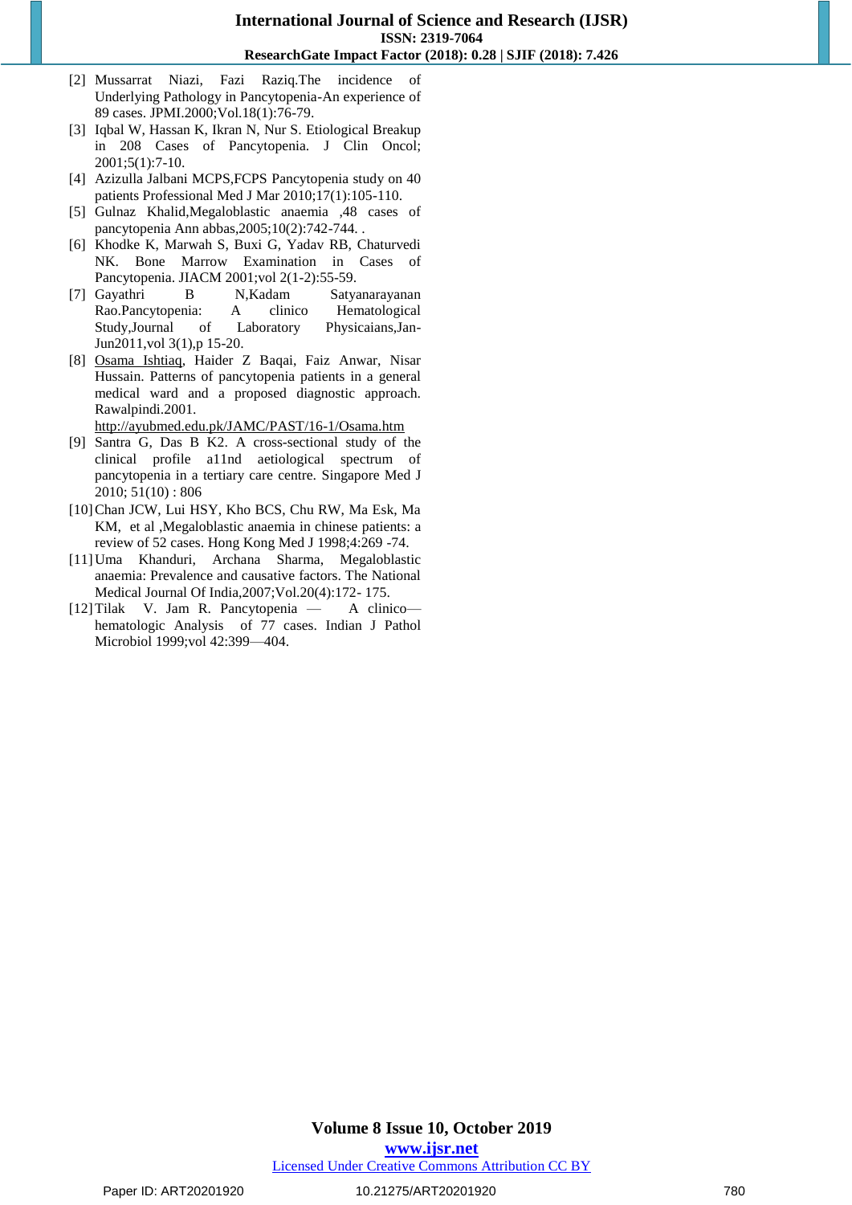[2] Mussarrat Niazi, Fazi Raziq.The incidence of Underlying Pathology in Pancytopenia-An experience of 89 cases. JPMI.2000;Vol.18(1):76-79.

[3] Iqbal W, Hassan K, Ikran N, Nur S. Etiological Breakup in 208 Cases of Pancytopenia. J Clin Oncol; 2001;5(1):7-10.

[4] Azizulla Jalbani MCPS,FCPS Pancytopenia study on 40 patients Professional Med J Mar 2010;17(1):105-110.

[5] Gulnaz Khalid,Megaloblastic anaemia ,48 cases of pancytopenia Ann abbas,2005;10(2):742-744. .

[6] Khodke K, Marwah S, Buxi G, Yadav RB, Chaturvedi NK. Bone Marrow Examination in Cases of Pancytopenia. JIACM 2001;vol 2(1-2):55-59.

[7] Gayathri B N,Kadam Satyanarayanan Rao.Pancytopenia: A clinico Hematological Study,Journal of Laboratory Physicaians,Jan-Jun2011,vol 3(1),p 15-20.

[8] Osama Ishtiaq, Haider Z Baqai, Faiz Anwar, Nisar Hussain. Patterns of pancytopenia patients in a general medical ward and a proposed diagnostic approach. Rawalpindi.2001. http://ayubmed.edu.pk/JAMC/PAST/16-1/Osama.htm

[9] Santra G, Das B K2. A cross-sectional study of the clinical profile a11nd aetiological spectrum of pancytopenia in a tertiary care centre. Singapore Med J 2010; 51(10) : 806

[10] Chan JCW, Lui HSY, Kho BCS, Chu RW, Ma Esk, Ma KM, et al ,Megaloblastic anaemia in chinese patients: a review of 52 cases. Hong Kong Med J 1998;4:269 -74.

[11] Uma Khanduri, Archana Sharma, Megaloblastic anaemia: Prevalence and causative factors. The National Medical Journal Of India,2007;Vol.20(4):172- 175.

[12] Tilak V. Jam R. Pancytopenia — A clinico— hematologic Analysis of 77 cases. Indian J Pathol Microbiol 1999;vol 42:399—404.